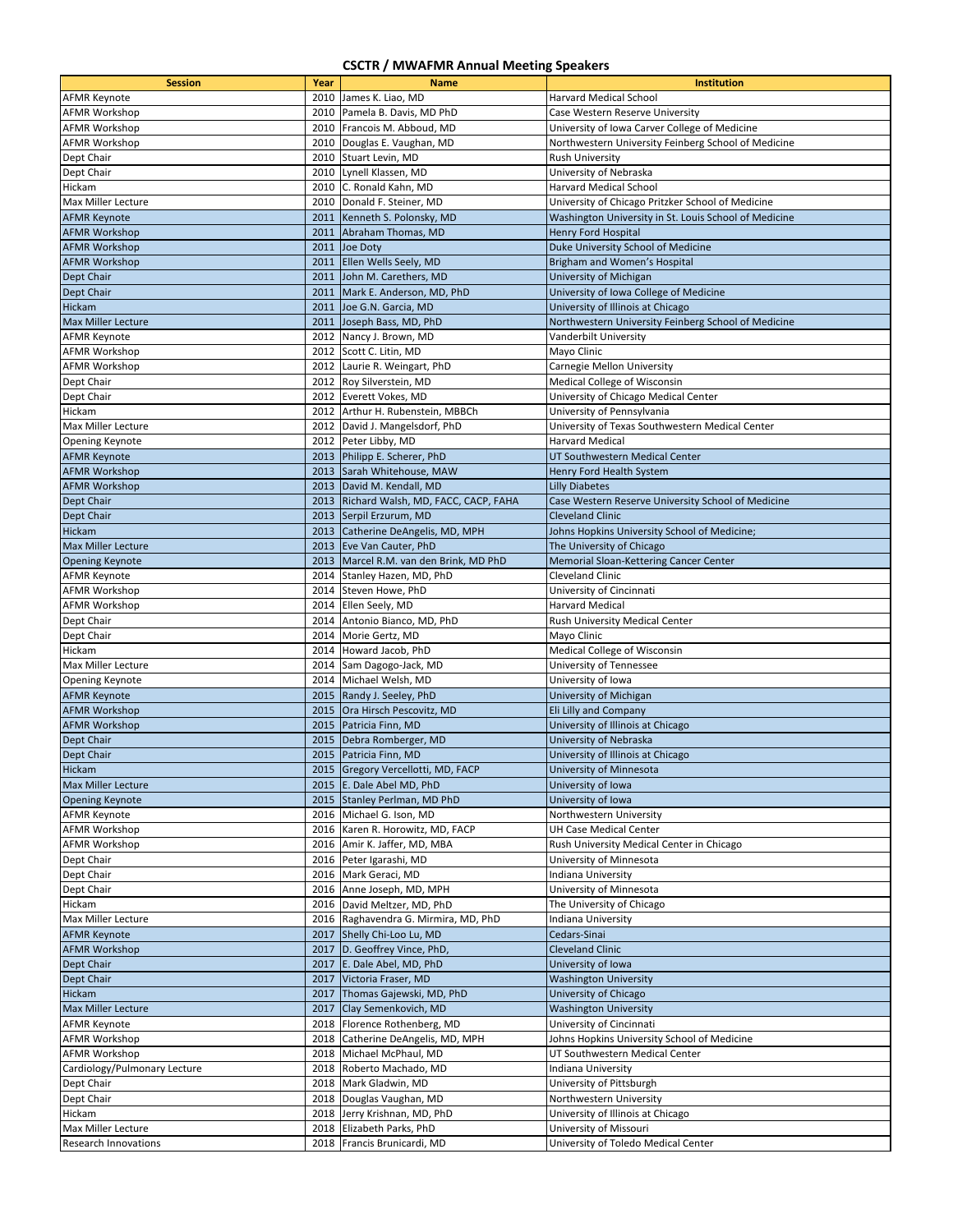# CSCTR / MWAFMR Annual Meeting Speakers

| Session | Year | Name | Institution |
|---|---|---|---|
| AFMR Keynote | 2010 | James K. Liao, MD | Harvard Medical School |
| AFMR Workshop | 2010 | Pamela B. Davis, MD PhD | Case Western Reserve University |
| AFMR Workshop | 2010 | Francois M. Abboud, MD | University of Iowa Carver College of Medicine |
| AFMR Workshop | 2010 | Douglas E. Vaughan, MD | Northwestern University Feinberg School of Medicine |
| Dept Chair | 2010 | Stuart Levin, MD | Rush University |
| Dept Chair | 2010 | Lynell Klassen, MD | University of Nebraska |
| Hickam | 2010 | C. Ronald Kahn, MD | Harvard Medical School |
| Max Miller Lecture | 2010 | Donald F. Steiner, MD | University of Chicago Pritzker School of Medicine |
| AFMR Keynote | 2011 | Kenneth S. Polonsky, MD | Washington University in St. Louis School of Medicine |
| AFMR Workshop | 2011 | Abraham Thomas, MD | Henry Ford Hospital |
| AFMR Workshop | 2011 | Joe Doty | Duke University School of Medicine |
| AFMR Workshop | 2011 | Ellen Wells Seely, MD | Brigham and Women's Hospital |
| Dept Chair | 2011 | John M. Carethers, MD | University of Michigan |
| Dept Chair | 2011 | Mark E. Anderson, MD, PhD | University of Iowa College of Medicine |
| Hickam | 2011 | Joe G.N. Garcia, MD | University of Illinois at Chicago |
| Max Miller Lecture | 2011 | Joseph Bass, MD, PhD | Northwestern University Feinberg School of Medicine |
| AFMR Keynote | 2012 | Nancy J. Brown, MD | Vanderbilt University |
| AFMR Workshop | 2012 | Scott C. Litin, MD | Mayo Clinic |
| AFMR Workshop | 2012 | Laurie R. Weingart, PhD | Carnegie Mellon University |
| Dept Chair | 2012 | Roy Silverstein, MD | Medical College of Wisconsin |
| Dept Chair | 2012 | Everett Vokes, MD | University of Chicago Medical Center |
| Hickam | 2012 | Arthur H. Rubenstein, MBBCh | University of Pennsylvania |
| Max Miller Lecture | 2012 | David J. Mangelsdorf, PhD | University of Texas Southwestern Medical Center |
| Opening Keynote | 2012 | Peter Libby, MD | Harvard Medical |
| AFMR Keynote | 2013 | Philipp E. Scherer, PhD | UT Southwestern Medical Center |
| AFMR Workshop | 2013 | Sarah Whitehouse, MAW | Henry Ford Health System |
| AFMR Workshop | 2013 | David M. Kendall, MD | Lilly Diabetes |
| Dept Chair | 2013 | Richard Walsh, MD, FACC, CACP, FAHA | Case Western Reserve University School of Medicine |
| Dept Chair | 2013 | Serpil Erzurum, MD | Cleveland Clinic |
| Hickam | 2013 | Catherine DeAngelis, MD, MPH | Johns Hopkins University School of Medicine; |
| Max Miller Lecture | 2013 | Eve Van Cauter, PhD | The University of Chicago |
| Opening Keynote | 2013 | Marcel R.M. van den Brink, MD PhD | Memorial Sloan-Kettering Cancer Center |
| AFMR Keynote | 2014 | Stanley Hazen, MD, PhD | Cleveland Clinic |
| AFMR Workshop | 2014 | Steven Howe, PhD | University of Cincinnati |
| AFMR Workshop | 2014 | Ellen Seely, MD | Harvard Medical |
| Dept Chair | 2014 | Antonio Bianco, MD, PhD | Rush University Medical Center |
| Dept Chair | 2014 | Morie Gertz, MD | Mayo Clinic |
| Hickam | 2014 | Howard Jacob, PhD | Medical College of Wisconsin |
| Max Miller Lecture | 2014 | Sam Dagogo-Jack, MD | University of Tennessee |
| Opening Keynote | 2014 | Michael Welsh, MD | University of Iowa |
| AFMR Keynote | 2015 | Randy J. Seeley, PhD | University of Michigan |
| AFMR Workshop | 2015 | Ora Hirsch Pescovitz, MD | Eli Lilly and Company |
| AFMR Workshop | 2015 | Patricia Finn, MD | University of Illinois at Chicago |
| Dept Chair | 2015 | Debra Romberger, MD | University of Nebraska |
| Dept Chair | 2015 | Patricia Finn, MD | University of Illinois at Chicago |
| Hickam | 2015 | Gregory Vercellotti, MD, FACP | University of Minnesota |
| Max Miller Lecture | 2015 | E. Dale Abel MD, PhD | University of Iowa |
| Opening Keynote | 2015 | Stanley Perlman, MD PhD | University of Iowa |
| AFMR Keynote | 2016 | Michael G. Ison, MD | Northwestern University |
| AFMR Workshop | 2016 | Karen R. Horowitz, MD, FACP | UH Case Medical Center |
| AFMR Workshop | 2016 | Amir K. Jaffer, MD, MBA | Rush University Medical Center in Chicago |
| Dept Chair | 2016 | Peter Igarashi, MD | University of Minnesota |
| Dept Chair | 2016 | Mark Geraci, MD | Indiana University |
| Dept Chair | 2016 | Anne Joseph, MD, MPH | University of Minnesota |
| Hickam | 2016 | David Meltzer, MD, PhD | The University of Chicago |
| Max Miller Lecture | 2016 | Raghavendra G. Mirmira, MD, PhD | Indiana University |
| AFMR Keynote | 2017 | Shelly Chi-Loo Lu, MD | Cedars-Sinai |
| AFMR Workshop | 2017 | D. Geoffrey Vince, PhD, | Cleveland Clinic |
| Dept Chair | 2017 | E. Dale Abel, MD, PhD | University of Iowa |
| Dept Chair | 2017 | Victoria Fraser, MD | Washington University |
| Hickam | 2017 | Thomas Gajewski, MD, PhD | University of Chicago |
| Max Miller Lecture | 2017 | Clay Semenkovich, MD | Washington University |
| AFMR Keynote | 2018 | Florence Rothenberg, MD | University of Cincinnati |
| AFMR Workshop | 2018 | Catherine DeAngelis, MD, MPH | Johns Hopkins University School of Medicine |
| AFMR Workshop | 2018 | Michael McPhaul, MD | UT Southwestern Medical Center |
| Cardiology/Pulmonary Lecture | 2018 | Roberto Machado, MD | Indiana University |
| Dept Chair | 2018 | Mark Gladwin, MD | University of Pittsburgh |
| Dept Chair | 2018 | Douglas Vaughan, MD | Northwestern University |
| Hickam | 2018 | Jerry Krishnan, MD, PhD | University of Illinois at Chicago |
| Max Miller Lecture | 2018 | Elizabeth Parks, PhD | University of Missouri |
| Research Innovations | 2018 | Francis Brunicardi, MD | University of Toledo Medical Center |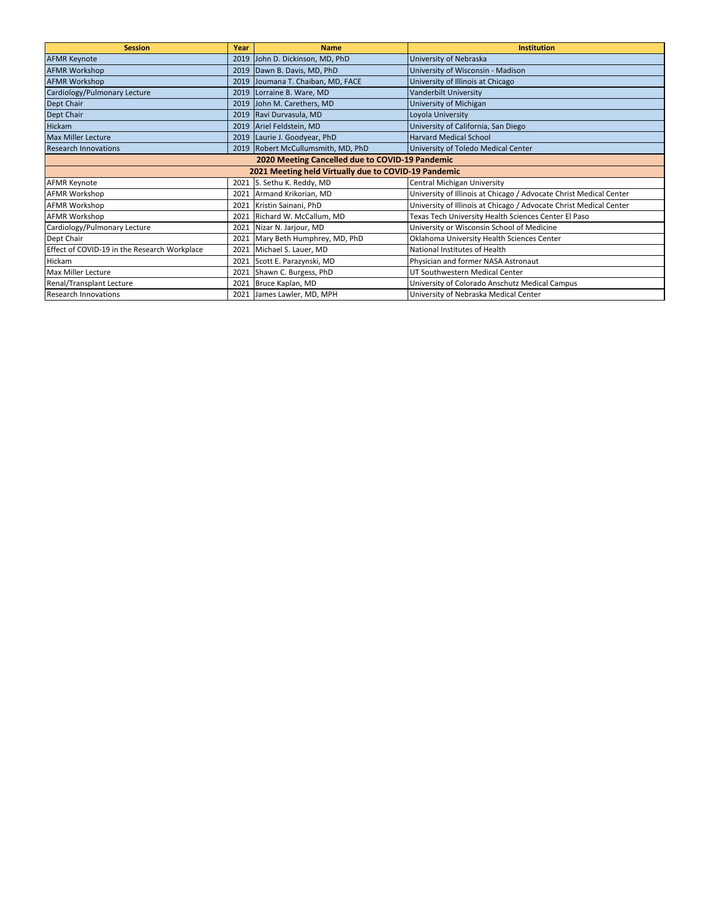| Session | Year | Name | Institution |
|---|---|---|---|
| AFMR Keynote | 2019 | John D. Dickinson, MD, PhD | University of Nebraska |
| AFMR Workshop | 2019 | Dawn B. Davis, MD, PhD | University of Wisconsin - Madison |
| AFMR Workshop | 2019 | Joumana T. Chaiban, MD, FACE | University of Illinois at Chicago |
| Cardiology/Pulmonary Lecture | 2019 | Lorraine B. Ware, MD | Vanderbilt University |
| Dept Chair | 2019 | John M. Carethers, MD | University of Michigan |
| Dept Chair | 2019 | Ravi Durvasula, MD | Loyola University |
| Hickam | 2019 | Ariel Feldstein, MD | University of California, San Diego |
| Max Miller Lecture | 2019 | Laurie J. Goodyear, PhD | Harvard Medical School |
| Research Innovations | 2019 | Robert McCullumsmith, MD, PhD | University of Toledo Medical Center |
| **2020 Meeting Cancelled due to COVID-19 Pandemic** | | | |
| **2021 Meeting held Virtually due to COVID-19 Pandemic** | | | |
| AFMR Keynote | 2021 | S. Sethu K. Reddy, MD | Central Michigan University |
| AFMR Workshop | 2021 | Armand Krikorian, MD | University of Illinois at Chicago / Advocate Christ Medical Center |
| AFMR Workshop | 2021 | Kristin Sainani, PhD | University of Illinois at Chicago / Advocate Christ Medical Center |
| AFMR Workshop | 2021 | Richard W. McCallum, MD | Texas Tech University Health Sciences Center El Paso |
| Cardiology/Pulmonary Lecture | 2021 | Nizar N. Jarjour, MD | University or Wisconsin School of Medicine |
| Dept Chair | 2021 | Mary Beth Humphrey, MD, PhD | Oklahoma University Health Sciences Center |
| Effect of COVID-19 in the Research Workplace | 2021 | Michael S. Lauer, MD | National Institutes of Health |
| Hickam | 2021 | Scott E. Parazynski, MD | Physician and former NASA Astronaut |
| Max Miller Lecture | 2021 | Shawn C. Burgess, PhD | UT Southwestern Medical Center |
| Renal/Transplant Lecture | 2021 | Bruce Kaplan, MD | University of Colorado Anschutz Medical Campus |
| Research Innovations | 2021 | James Lawler, MD, MPH | University of Nebraska Medical Center |